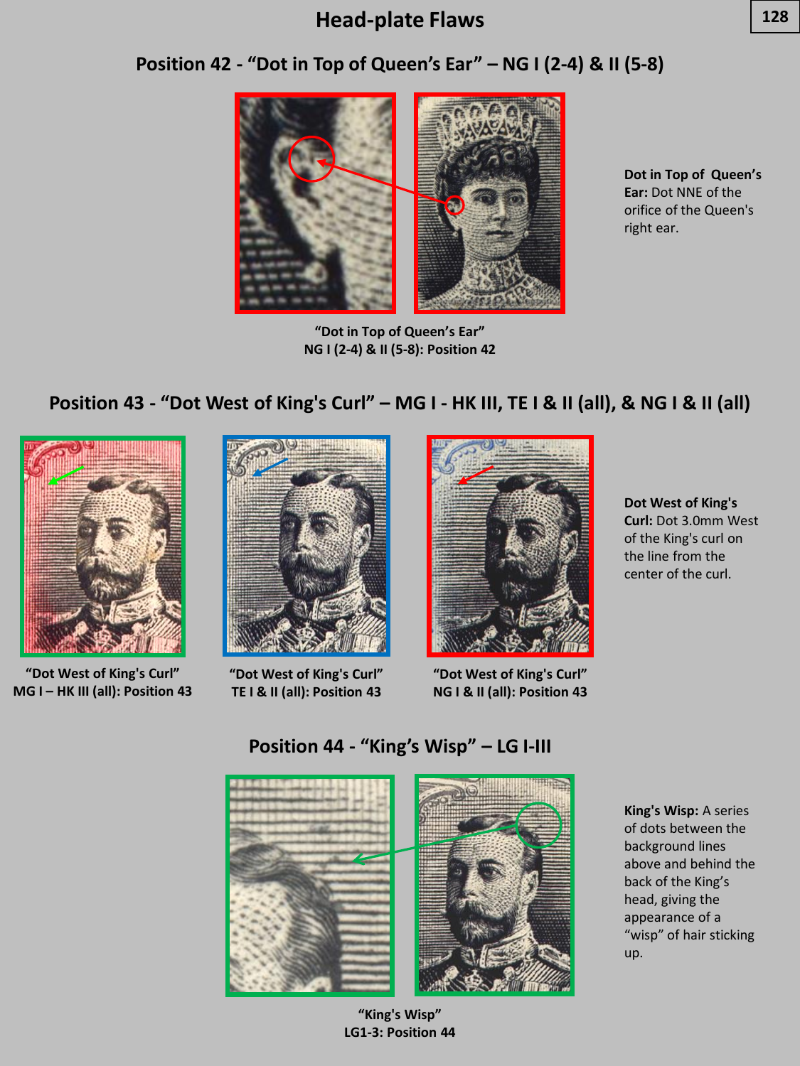# Head-plate Flaws

## Position 42 - "Dot in Top of Queen's Ear" – NG I (2-4) & II (5-8)

"Dot in Top of Queen's Ear"
NG I (2-4) & II (5-8): Position 42

**Dot in Top of Queen's Ear:** Dot NNE of the orifice of the Queen's right ear.

## Position 43 - "Dot West of King's Curl" – MG I - HK III, TE I & II (all), & NG I & II (all)

"Dot West of King's Curl"
MG I – HK III (all): Position 43

"Dot West of King's Curl"
TE I & II (all): Position 43

"Dot West of King's Curl"
NG I & II (all): Position 43

**Dot West of King's Curl:** Dot 3.0mm West of the King's curl on the line from the center of the curl.

## Position 44 - "King's Wisp" – LG I-III

"King's Wisp"
LG1-3: Position 44

**King's Wisp:** A series of dots between the background lines above and behind the back of the King's head, giving the appearance of a "wisp" of hair sticking up.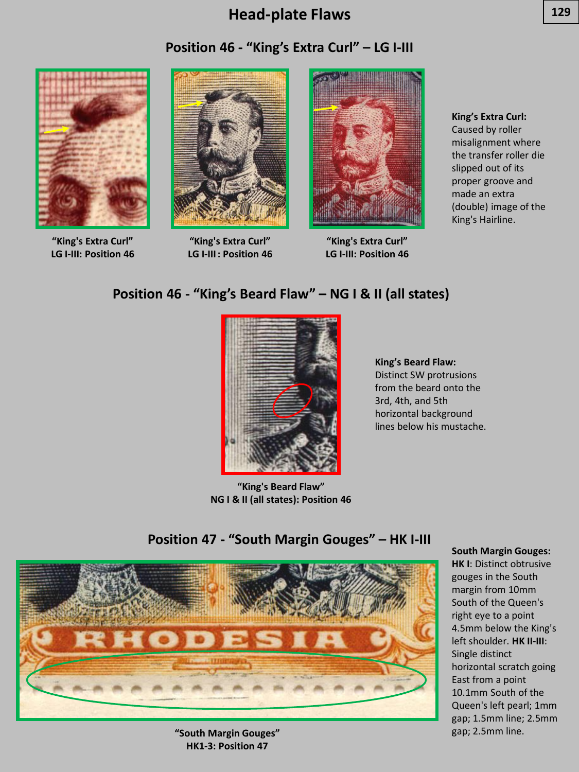# Head-plate Flaws

## Position 46 - "King's Extra Curl" – LG I-III

"King's Extra Curl"
LG I-III: Position 46

"King's Extra Curl"
LG I-III : Position 46

"King's Extra Curl"
LG I-III: Position 46

**King's Extra Curl:** Caused by roller misalignment where the transfer roller die slipped out of its proper groove and made an extra (double) image of the King's Hairline.

## Position 46 - "King's Beard Flaw" – NG I & II (all states)

"King's Beard Flaw"
NG I & II (all states): Position 46

**King's Beard Flaw:** Distinct SW protrusions from the beard onto the 3rd, 4th, and 5th horizontal background lines below his mustache.

## Position 47 - "South Margin Gouges" – HK I-III

"South Margin Gouges"
HK1-3: Position 47

**South Margin Gouges:**
**HK I**: Distinct obtrusive gouges in the South margin from 10mm South of the Queen's right eye to a point 4.5mm below the King's left shoulder. **HK II-III**: Single distinct horizontal scratch going East from a point 10.1mm South of the Queen's left pearl; 1mm gap; 1.5mm line; 2.5mm gap; 2.5mm line.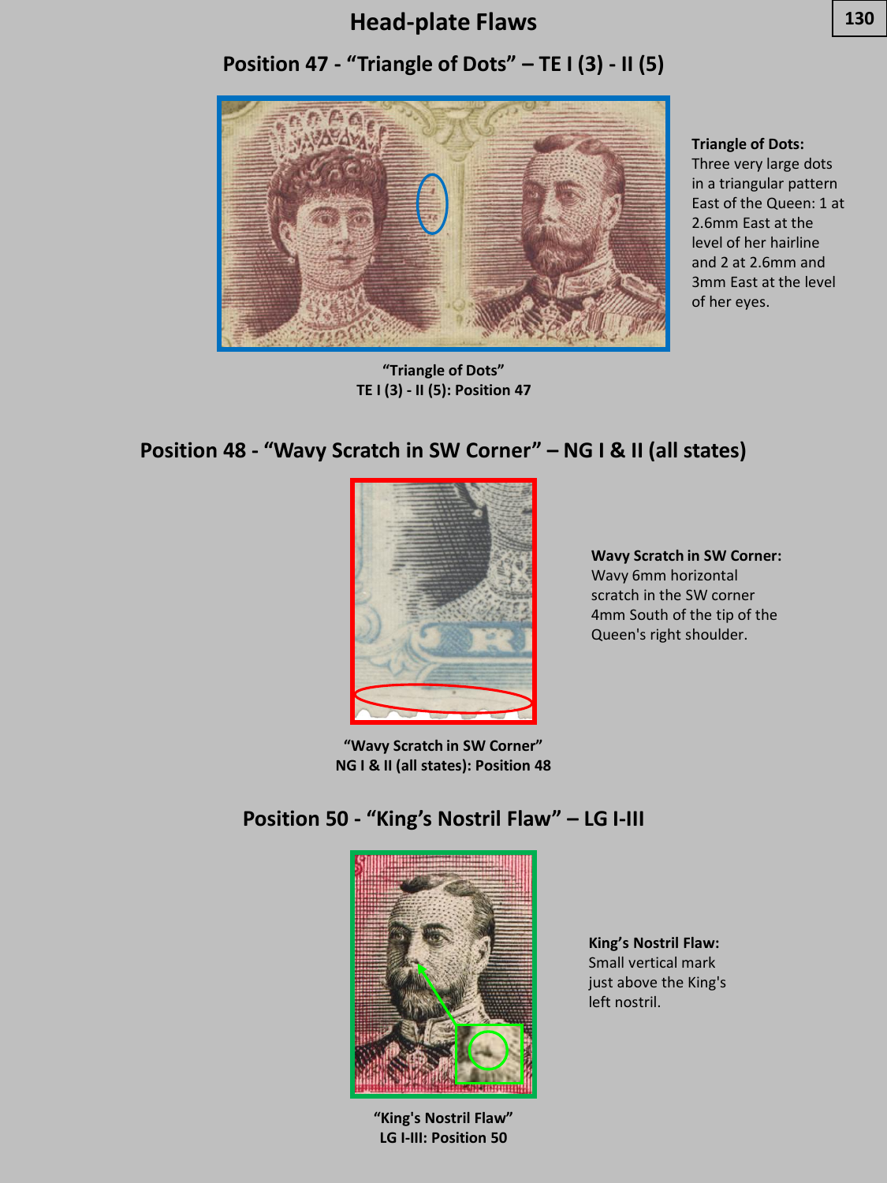# Head-plate Flaws

## Position 47 - "Triangle of Dots" – TE I (3) - II (5)

**Triangle of Dots:**
Three very large dots in a triangular pattern East of the Queen: 1 at 2.6mm East at the level of her hairline and 2 at 2.6mm and 3mm East at the level of her eyes.

**"Triangle of Dots"**
**TE I (3) - II (5): Position 47**

## Position 48 - "Wavy Scratch in SW Corner" – NG I & II (all states)

**Wavy Scratch in SW Corner:**
Wavy 6mm horizontal scratch in the SW corner 4mm South of the tip of the Queen's right shoulder.

**"Wavy Scratch in SW Corner"**
**NG I & II (all states): Position 48**

## Position 50 - "King's Nostril Flaw" – LG I-III

**King's Nostril Flaw:**
Small vertical mark just above the King's left nostril.

**"King's Nostril Flaw"**
**LG I-III: Position 50**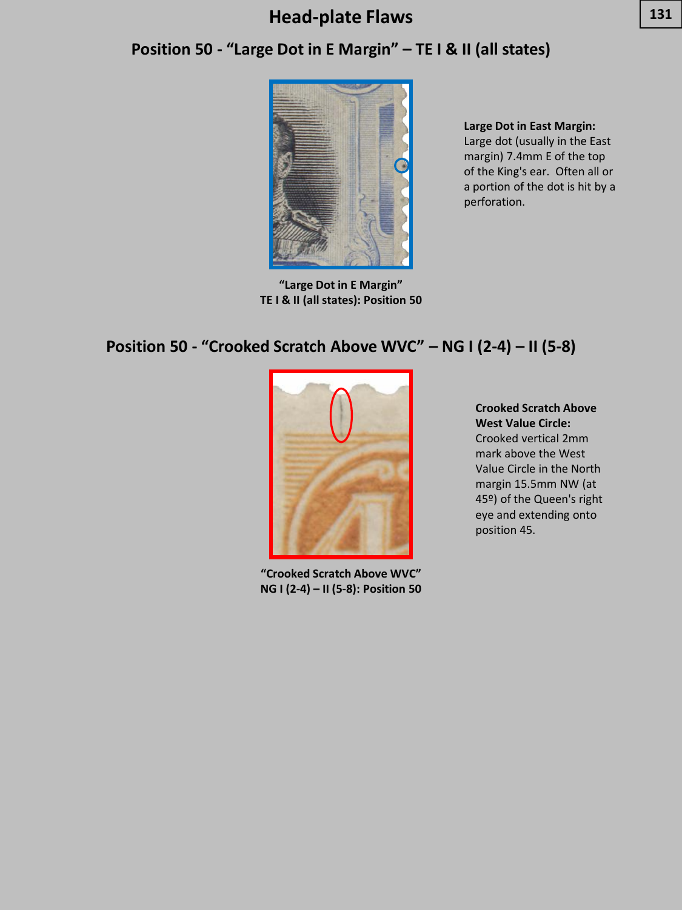# Head-plate Flaws

## Position 50 - "Large Dot in E Margin" – TE I & II (all states)

**Large Dot in East Margin:** Large dot (usually in the East margin) 7.4mm E of the top of the King's ear. Often all or a portion of the dot is hit by a perforation.

**"Large Dot in E Margin"**
**TE I & II (all states): Position 50**

## Position 50 - "Crooked Scratch Above WVC" – NG I (2-4) – II (5-8)

**Crooked Scratch Above West Value Circle:** Crooked vertical 2mm mark above the West Value Circle in the North margin 15.5mm NW (at 45º) of the Queen's right eye and extending onto position 45.

**"Crooked Scratch Above WVC"**
**NG I (2-4) – II (5-8): Position 50**